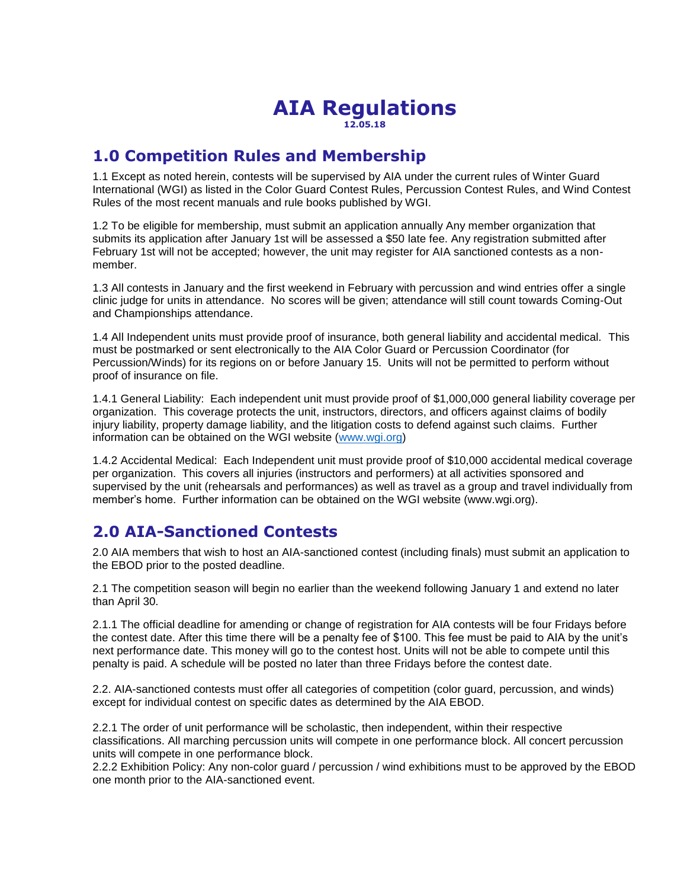# AIA Regulations

12.05.18

## 1.0 Competition Rules and Membership

1.1 Except as noted herein, contests will be supervised by AIA under the current rules of Winter Guard International (WGI) as listed in the Color Guard Contest Rules, Percussion Contest Rules, and Wind Contest Rules of the most recent manuals and rule books published by WGI.

1.2 To be eligible for membership, must submit an application annually Any member organization that submits its application after January 1st will be assessed a $50 late fee. Any registration submitted after February 1st will not be accepted; however, the unit may register for AIA sanctioned contests as a non-member.

1.3 All contests in January and the first weekend in February with percussion and wind entries offer a single clinic judge for units in attendance. No scores will be given; attendance will still count towards Coming-Out and Championships attendance.

1.4 All Independent units must provide proof of insurance, both general liability and accidental medical. This must be postmarked or sent electronically to the AIA Color Guard or Percussion Coordinator (for Percussion/Winds) for its regions on or before January 15. Units will not be permitted to perform without proof of insurance on file.

1.4.1 General Liability: Each independent unit must provide proof of $1,000,000 general liability coverage per organization. This coverage protects the unit, instructors, directors, and officers against claims of bodily injury liability, property damage liability, and the litigation costs to defend against such claims. Further information can be obtained on the WGI website (www.wgi.org)

1.4.2 Accidental Medical: Each Independent unit must provide proof of $10,000 accidental medical coverage per organization. This covers all injuries (instructors and performers) at all activities sponsored and supervised by the unit (rehearsals and performances) as well as travel as a group and travel individually from member's home. Further information can be obtained on the WGI website (www.wgi.org).

## 2.0 AIA-Sanctioned Contests

2.0 AIA members that wish to host an AIA-sanctioned contest (including finals) must submit an application to the EBOD prior to the posted deadline.

2.1 The competition season will begin no earlier than the weekend following January 1 and extend no later than April 30.

2.1.1 The official deadline for amending or change of registration for AIA contests will be four Fridays before the contest date. After this time there will be a penalty fee of $100. This fee must be paid to AIA by the unit's next performance date. This money will go to the contest host. Units will not be able to compete until this penalty is paid. A schedule will be posted no later than three Fridays before the contest date.

2.2. AIA-sanctioned contests must offer all categories of competition (color guard, percussion, and winds) except for individual contest on specific dates as determined by the AIA EBOD.

2.2.1 The order of unit performance will be scholastic, then independent, within their respective classifications. All marching percussion units will compete in one performance block. All concert percussion units will compete in one performance block.

2.2.2 Exhibition Policy: Any non-color guard / percussion / wind exhibitions must to be approved by the EBOD one month prior to the AIA-sanctioned event.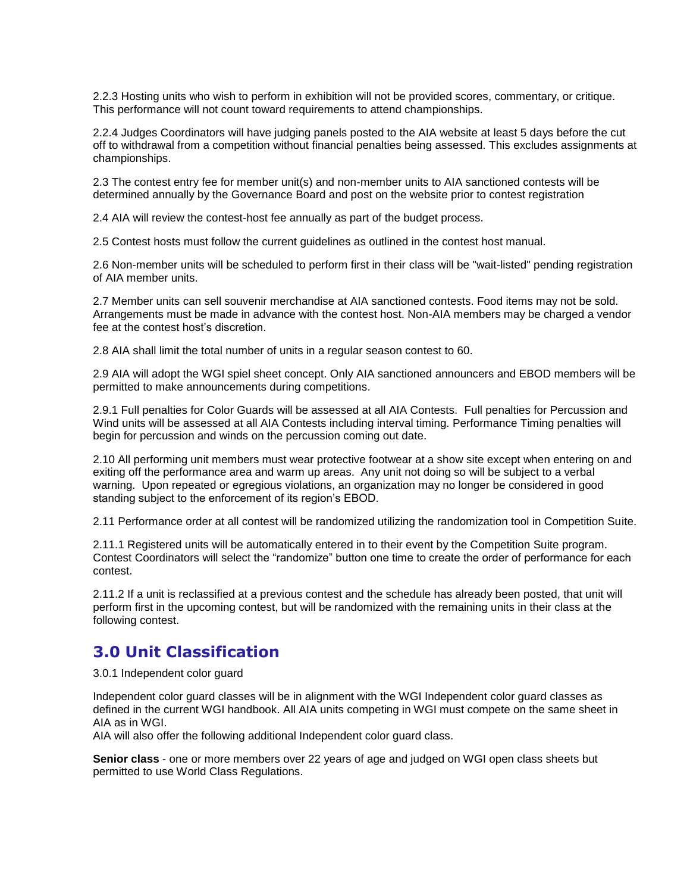2.2.3 Hosting units who wish to perform in exhibition will not be provided scores, commentary, or critique. This performance will not count toward requirements to attend championships.

2.2.4 Judges Coordinators will have judging panels posted to the AIA website at least 5 days before the cut off to withdrawal from a competition without financial penalties being assessed. This excludes assignments at championships.

2.3 The contest entry fee for member unit(s) and non-member units to AIA sanctioned contests will be determined annually by the Governance Board and post on the website prior to contest registration

2.4 AIA will review the contest-host fee annually as part of the budget process.

2.5 Contest hosts must follow the current guidelines as outlined in the contest host manual.

2.6 Non-member units will be scheduled to perform first in their class will be "wait-listed" pending registration of AIA member units.

2.7 Member units can sell souvenir merchandise at AIA sanctioned contests. Food items may not be sold. Arrangements must be made in advance with the contest host. Non-AIA members may be charged a vendor fee at the contest host’s discretion.

2.8 AIA shall limit the total number of units in a regular season contest to 60.

2.9 AIA will adopt the WGI spiel sheet concept. Only AIA sanctioned announcers and EBOD members will be permitted to make announcements during competitions.

2.9.1 Full penalties for Color Guards will be assessed at all AIA Contests. Full penalties for Percussion and Wind units will be assessed at all AIA Contests including interval timing. Performance Timing penalties will begin for percussion and winds on the percussion coming out date.

2.10 All performing unit members must wear protective footwear at a show site except when entering on and exiting off the performance area and warm up areas. Any unit not doing so will be subject to a verbal warning. Upon repeated or egregious violations, an organization may no longer be considered in good standing subject to the enforcement of its region’s EBOD.

2.11 Performance order at all contest will be randomized utilizing the randomization tool in Competition Suite.

2.11.1 Registered units will be automatically entered in to their event by the Competition Suite program. Contest Coordinators will select the “randomize” button one time to create the order of performance for each contest.

2.11.2 If a unit is reclassified at a previous contest and the schedule has already been posted, that unit will perform first in the upcoming contest, but will be randomized with the remaining units in their class at the following contest.

## 3.0 Unit Classification

3.0.1 Independent color guard

Independent color guard classes will be in alignment with the WGI Independent color guard classes as defined in the current WGI handbook. All AIA units competing in WGI must compete on the same sheet in AIA as in WGI.

AIA will also offer the following additional Independent color guard class.

**Senior class** - one or more members over 22 years of age and judged on WGI open class sheets but permitted to use World Class Regulations.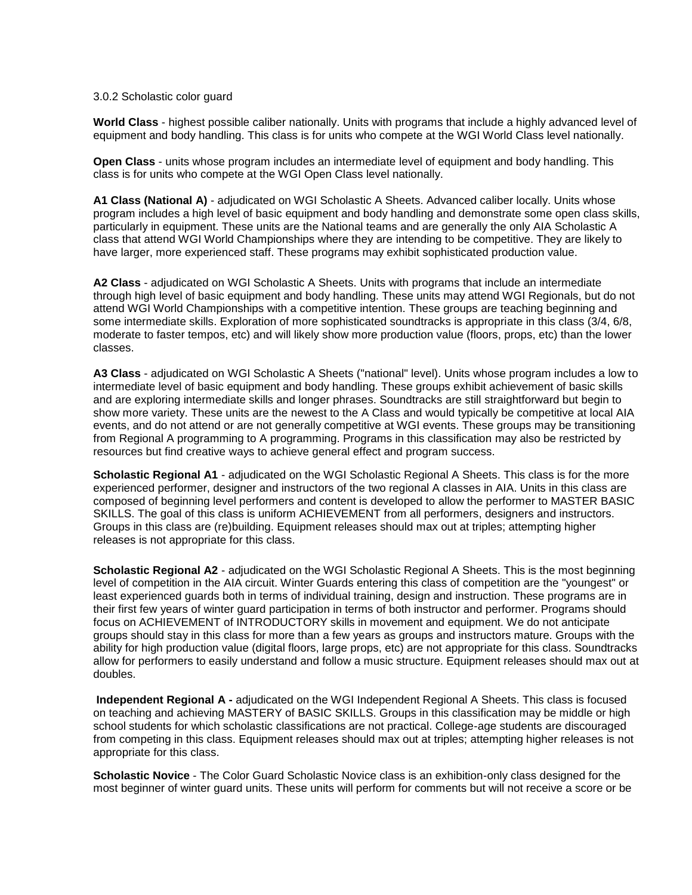3.0.2 Scholastic color guard

**World Class** - highest possible caliber nationally. Units with programs that include a highly advanced level of equipment and body handling. This class is for units who compete at the WGI World Class level nationally.

**Open Class** - units whose program includes an intermediate level of equipment and body handling. This class is for units who compete at the WGI Open Class level nationally.

**A1 Class (National A)** - adjudicated on WGI Scholastic A Sheets. Advanced caliber locally. Units whose program includes a high level of basic equipment and body handling and demonstrate some open class skills, particularly in equipment. These units are the National teams and are generally the only AIA Scholastic A class that attend WGI World Championships where they are intending to be competitive. They are likely to have larger, more experienced staff. These programs may exhibit sophisticated production value.

**A2 Class** - adjudicated on WGI Scholastic A Sheets. Units with programs that include an intermediate through high level of basic equipment and body handling. These units may attend WGI Regionals, but do not attend WGI World Championships with a competitive intention. These groups are teaching beginning and some intermediate skills. Exploration of more sophisticated soundtracks is appropriate in this class (3/4, 6/8, moderate to faster tempos, etc) and will likely show more production value (floors, props, etc) than the lower classes.

**A3 Class** - adjudicated on WGI Scholastic A Sheets ("national" level). Units whose program includes a low to intermediate level of basic equipment and body handling. These groups exhibit achievement of basic skills and are exploring intermediate skills and longer phrases. Soundtracks are still straightforward but begin to show more variety. These units are the newest to the A Class and would typically be competitive at local AIA events, and do not attend or are not generally competitive at WGI events. These groups may be transitioning from Regional A programming to A programming. Programs in this classification may also be restricted by resources but find creative ways to achieve general effect and program success.

**Scholastic Regional A1** - adjudicated on the WGI Scholastic Regional A Sheets. This class is for the more experienced performer, designer and instructors of the two regional A classes in AIA. Units in this class are composed of beginning level performers and content is developed to allow the performer to MASTER BASIC SKILLS. The goal of this class is uniform ACHIEVEMENT from all performers, designers and instructors. Groups in this class are (re)building. Equipment releases should max out at triples; attempting higher releases is not appropriate for this class.

**Scholastic Regional A2** - adjudicated on the WGI Scholastic Regional A Sheets. This is the most beginning level of competition in the AIA circuit. Winter Guards entering this class of competition are the "youngest" or least experienced guards both in terms of individual training, design and instruction. These programs are in their first few years of winter guard participation in terms of both instructor and performer. Programs should focus on ACHIEVEMENT of INTRODUCTORY skills in movement and equipment. We do not anticipate groups should stay in this class for more than a few years as groups and instructors mature. Groups with the ability for high production value (digital floors, large props, etc) are not appropriate for this class. Soundtracks allow for performers to easily understand and follow a music structure. Equipment releases should max out at doubles.

**Independent Regional A -** adjudicated on the WGI Independent Regional A Sheets. This class is focused on teaching and achieving MASTERY of BASIC SKILLS. Groups in this classification may be middle or high school students for which scholastic classifications are not practical. College-age students are discouraged from competing in this class. Equipment releases should max out at triples; attempting higher releases is not appropriate for this class.

**Scholastic Novice** - The Color Guard Scholastic Novice class is an exhibition-only class designed for the most beginner of winter guard units. These units will perform for comments but will not receive a score or be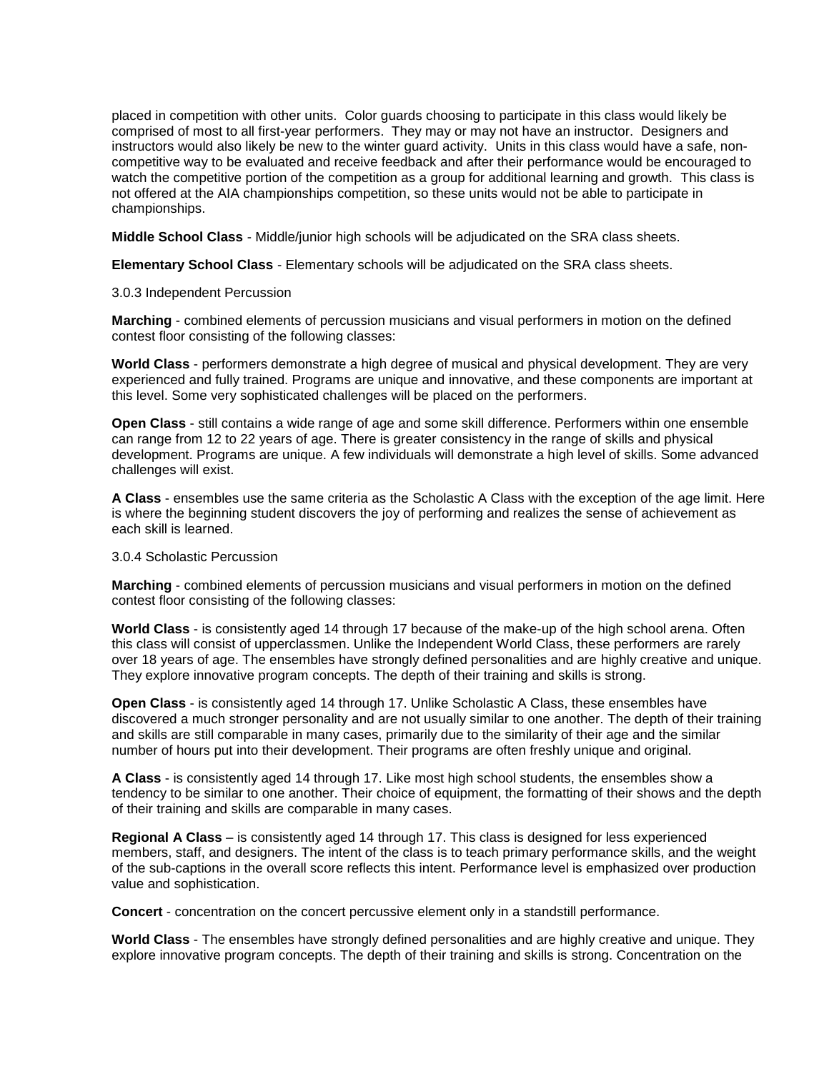placed in competition with other units. Color guards choosing to participate in this class would likely be comprised of most to all first-year performers. They may or may not have an instructor. Designers and instructors would also likely be new to the winter guard activity. Units in this class would have a safe, non-competitive way to be evaluated and receive feedback and after their performance would be encouraged to watch the competitive portion of the competition as a group for additional learning and growth. This class is not offered at the AIA championships competition, so these units would not be able to participate in championships.

**Middle School Class** - Middle/junior high schools will be adjudicated on the SRA class sheets.

**Elementary School Class** - Elementary schools will be adjudicated on the SRA class sheets.

3.0.3 Independent Percussion

**Marching** - combined elements of percussion musicians and visual performers in motion on the defined contest floor consisting of the following classes:

**World Class** - performers demonstrate a high degree of musical and physical development. They are very experienced and fully trained. Programs are unique and innovative, and these components are important at this level. Some very sophisticated challenges will be placed on the performers.

**Open Class** - still contains a wide range of age and some skill difference. Performers within one ensemble can range from 12 to 22 years of age. There is greater consistency in the range of skills and physical development. Programs are unique. A few individuals will demonstrate a high level of skills. Some advanced challenges will exist.

**A Class** - ensembles use the same criteria as the Scholastic A Class with the exception of the age limit. Here is where the beginning student discovers the joy of performing and realizes the sense of achievement as each skill is learned.

3.0.4 Scholastic Percussion

**Marching** - combined elements of percussion musicians and visual performers in motion on the defined contest floor consisting of the following classes:

**World Class** - is consistently aged 14 through 17 because of the make-up of the high school arena. Often this class will consist of upperclassmen. Unlike the Independent World Class, these performers are rarely over 18 years of age. The ensembles have strongly defined personalities and are highly creative and unique. They explore innovative program concepts. The depth of their training and skills is strong.

**Open Class** - is consistently aged 14 through 17. Unlike Scholastic A Class, these ensembles have discovered a much stronger personality and are not usually similar to one another. The depth of their training and skills are still comparable in many cases, primarily due to the similarity of their age and the similar number of hours put into their development. Their programs are often freshly unique and original.

**A Class** - is consistently aged 14 through 17. Like most high school students, the ensembles show a tendency to be similar to one another. Their choice of equipment, the formatting of their shows and the depth of their training and skills are comparable in many cases.

**Regional A Class** – is consistently aged 14 through 17. This class is designed for less experienced members, staff, and designers. The intent of the class is to teach primary performance skills, and the weight of the sub-captions in the overall score reflects this intent. Performance level is emphasized over production value and sophistication.

**Concert** - concentration on the concert percussive element only in a standstill performance.

**World Class** - The ensembles have strongly defined personalities and are highly creative and unique. They explore innovative program concepts. The depth of their training and skills is strong. Concentration on the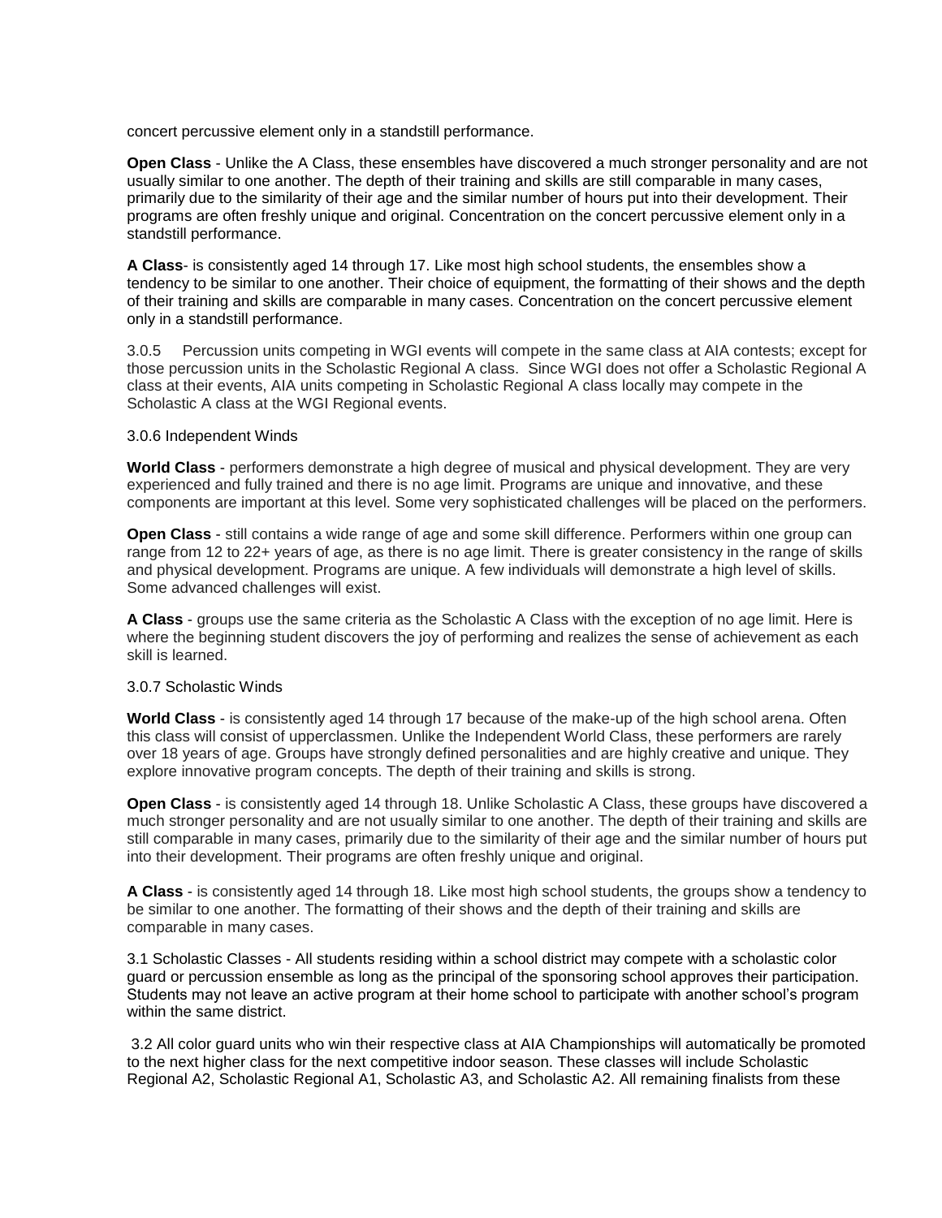concert percussive element only in a standstill performance.

**Open Class** - Unlike the A Class, these ensembles have discovered a much stronger personality and are not usually similar to one another. The depth of their training and skills are still comparable in many cases, primarily due to the similarity of their age and the similar number of hours put into their development. Their programs are often freshly unique and original. Concentration on the concert percussive element only in a standstill performance.

**A Class**- is consistently aged 14 through 17. Like most high school students, the ensembles show a tendency to be similar to one another. Their choice of equipment, the formatting of their shows and the depth of their training and skills are comparable in many cases. Concentration on the concert percussive element only in a standstill performance.

3.0.5 Percussion units competing in WGI events will compete in the same class at AIA contests; except for those percussion units in the Scholastic Regional A class. Since WGI does not offer a Scholastic Regional A class at their events, AIA units competing in Scholastic Regional A class locally may compete in the Scholastic A class at the WGI Regional events.

3.0.6 Independent Winds

**World Class** - performers demonstrate a high degree of musical and physical development. They are very experienced and fully trained and there is no age limit. Programs are unique and innovative, and these components are important at this level. Some very sophisticated challenges will be placed on the performers.

**Open Class** - still contains a wide range of age and some skill difference. Performers within one group can range from 12 to 22+ years of age, as there is no age limit. There is greater consistency in the range of skills and physical development. Programs are unique. A few individuals will demonstrate a high level of skills. Some advanced challenges will exist.

**A Class** - groups use the same criteria as the Scholastic A Class with the exception of no age limit. Here is where the beginning student discovers the joy of performing and realizes the sense of achievement as each skill is learned.

3.0.7 Scholastic Winds

**World Class** - is consistently aged 14 through 17 because of the make-up of the high school arena. Often this class will consist of upperclassmen. Unlike the Independent World Class, these performers are rarely over 18 years of age. Groups have strongly defined personalities and are highly creative and unique. They explore innovative program concepts. The depth of their training and skills is strong.

**Open Class** - is consistently aged 14 through 18. Unlike Scholastic A Class, these groups have discovered a much stronger personality and are not usually similar to one another. The depth of their training and skills are still comparable in many cases, primarily due to the similarity of their age and the similar number of hours put into their development. Their programs are often freshly unique and original.

**A Class** - is consistently aged 14 through 18. Like most high school students, the groups show a tendency to be similar to one another. The formatting of their shows and the depth of their training and skills are comparable in many cases.

3.1 Scholastic Classes - All students residing within a school district may compete with a scholastic color guard or percussion ensemble as long as the principal of the sponsoring school approves their participation. Students may not leave an active program at their home school to participate with another school's program within the same district.

3.2 All color guard units who win their respective class at AIA Championships will automatically be promoted to the next higher class for the next competitive indoor season. These classes will include Scholastic Regional A2, Scholastic Regional A1, Scholastic A3, and Scholastic A2. All remaining finalists from these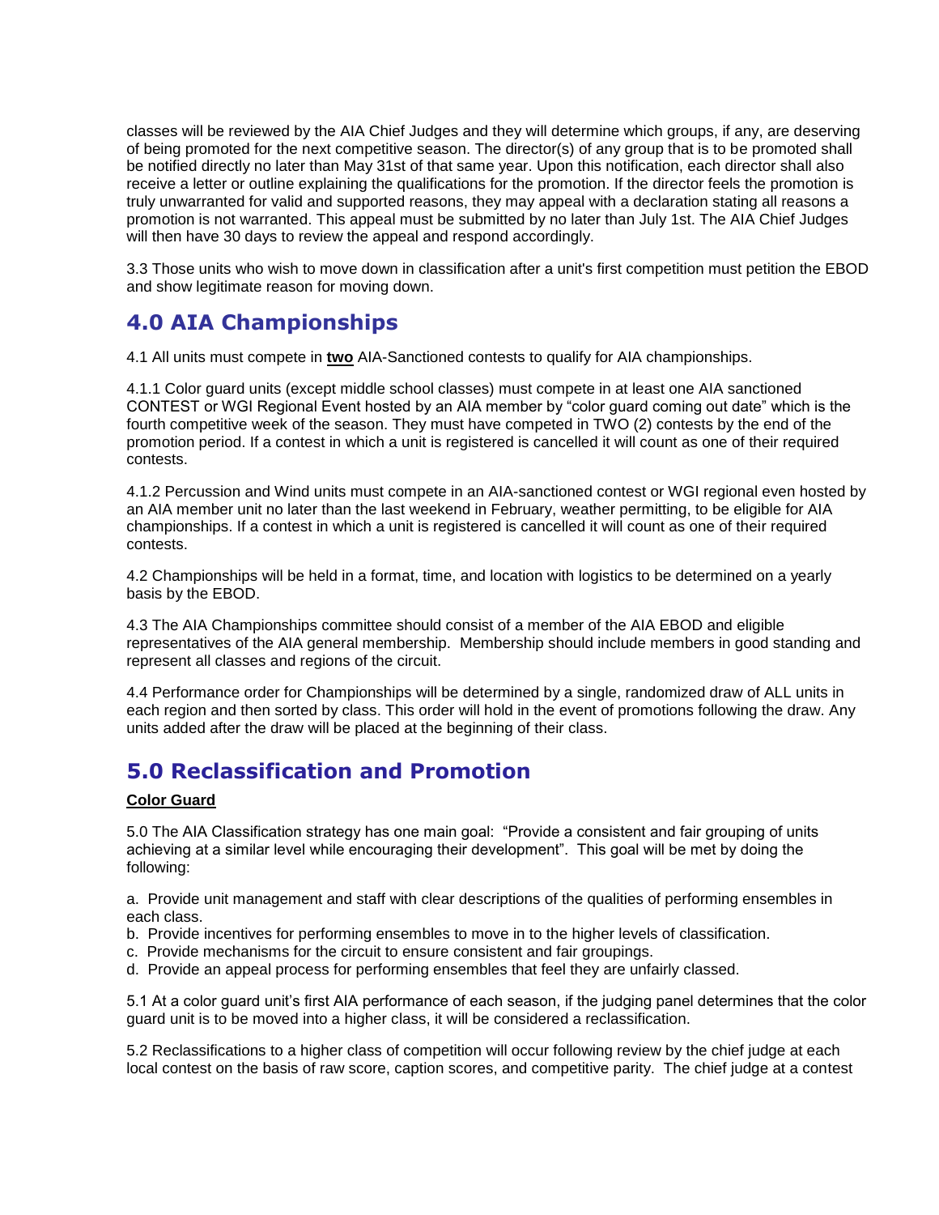classes will be reviewed by the AIA Chief Judges and they will determine which groups, if any, are deserving of being promoted for the next competitive season. The director(s) of any group that is to be promoted shall be notified directly no later than May 31st of that same year. Upon this notification, each director shall also receive a letter or outline explaining the qualifications for the promotion. If the director feels the promotion is truly unwarranted for valid and supported reasons, they may appeal with a declaration stating all reasons a promotion is not warranted. This appeal must be submitted by no later than July 1st. The AIA Chief Judges will then have 30 days to review the appeal and respond accordingly.

3.3 Those units who wish to move down in classification after a unit's first competition must petition the EBOD and show legitimate reason for moving down.

## 4.0 AIA Championships

4.1 All units must compete in **two** AIA-Sanctioned contests to qualify for AIA championships.

4.1.1 Color guard units (except middle school classes) must compete in at least one AIA sanctioned CONTEST or WGI Regional Event hosted by an AIA member by "color guard coming out date" which is the fourth competitive week of the season. They must have competed in TWO (2) contests by the end of the promotion period. If a contest in which a unit is registered is cancelled it will count as one of their required contests.

4.1.2 Percussion and Wind units must compete in an AIA-sanctioned contest or WGI regional even hosted by an AIA member unit no later than the last weekend in February, weather permitting, to be eligible for AIA championships. If a contest in which a unit is registered is cancelled it will count as one of their required contests.

4.2 Championships will be held in a format, time, and location with logistics to be determined on a yearly basis by the EBOD.

4.3 The AIA Championships committee should consist of a member of the AIA EBOD and eligible representatives of the AIA general membership. Membership should include members in good standing and represent all classes and regions of the circuit.

4.4 Performance order for Championships will be determined by a single, randomized draw of ALL units in each region and then sorted by class. This order will hold in the event of promotions following the draw. Any units added after the draw will be placed at the beginning of their class.

## 5.0 Reclassification and Promotion

**Color Guard**

5.0 The AIA Classification strategy has one main goal: "Provide a consistent and fair grouping of units achieving at a similar level while encouraging their development". This goal will be met by doing the following:

a. Provide unit management and staff with clear descriptions of the qualities of performing ensembles in each class.
b. Provide incentives for performing ensembles to move in to the higher levels of classification.
c. Provide mechanisms for the circuit to ensure consistent and fair groupings.
d. Provide an appeal process for performing ensembles that feel they are unfairly classed.

5.1 At a color guard unit's first AIA performance of each season, if the judging panel determines that the color guard unit is to be moved into a higher class, it will be considered a reclassification.

5.2 Reclassifications to a higher class of competition will occur following review by the chief judge at each local contest on the basis of raw score, caption scores, and competitive parity. The chief judge at a contest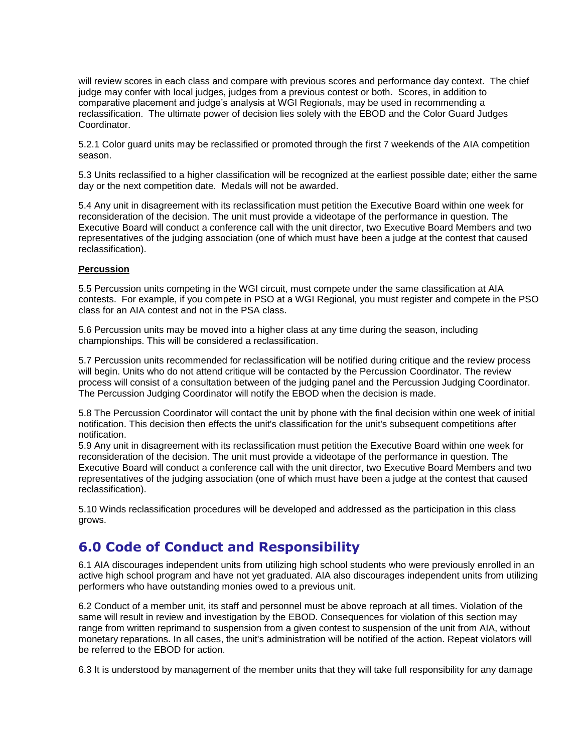will review scores in each class and compare with previous scores and performance day context. The chief judge may confer with local judges, judges from a previous contest or both. Scores, in addition to comparative placement and judge's analysis at WGI Regionals, may be used in recommending a reclassification. The ultimate power of decision lies solely with the EBOD and the Color Guard Judges Coordinator.

5.2.1 Color guard units may be reclassified or promoted through the first 7 weekends of the AIA competition season.

5.3 Units reclassified to a higher classification will be recognized at the earliest possible date; either the same day or the next competition date. Medals will not be awarded.

5.4 Any unit in disagreement with its reclassification must petition the Executive Board within one week for reconsideration of the decision. The unit must provide a videotape of the performance in question. The Executive Board will conduct a conference call with the unit director, two Executive Board Members and two representatives of the judging association (one of which must have been a judge at the contest that caused reclassification).

**Percussion**

5.5 Percussion units competing in the WGI circuit, must compete under the same classification at AIA contests. For example, if you compete in PSO at a WGI Regional, you must register and compete in the PSO class for an AIA contest and not in the PSA class.

5.6 Percussion units may be moved into a higher class at any time during the season, including championships. This will be considered a reclassification.

5.7 Percussion units recommended for reclassification will be notified during critique and the review process will begin. Units who do not attend critique will be contacted by the Percussion Coordinator. The review process will consist of a consultation between of the judging panel and the Percussion Judging Coordinator. The Percussion Judging Coordinator will notify the EBOD when the decision is made.

5.8 The Percussion Coordinator will contact the unit by phone with the final decision within one week of initial notification. This decision then effects the unit's classification for the unit's subsequent competitions after notification.

5.9 Any unit in disagreement with its reclassification must petition the Executive Board within one week for reconsideration of the decision. The unit must provide a videotape of the performance in question. The Executive Board will conduct a conference call with the unit director, two Executive Board Members and two representatives of the judging association (one of which must have been a judge at the contest that caused reclassification).

5.10 Winds reclassification procedures will be developed and addressed as the participation in this class grows.

## 6.0 Code of Conduct and Responsibility

6.1 AIA discourages independent units from utilizing high school students who were previously enrolled in an active high school program and have not yet graduated. AIA also discourages independent units from utilizing performers who have outstanding monies owed to a previous unit.

6.2 Conduct of a member unit, its staff and personnel must be above reproach at all times. Violation of the same will result in review and investigation by the EBOD. Consequences for violation of this section may range from written reprimand to suspension from a given contest to suspension of the unit from AIA, without monetary reparations. In all cases, the unit's administration will be notified of the action. Repeat violators will be referred to the EBOD for action.

6.3 It is understood by management of the member units that they will take full responsibility for any damage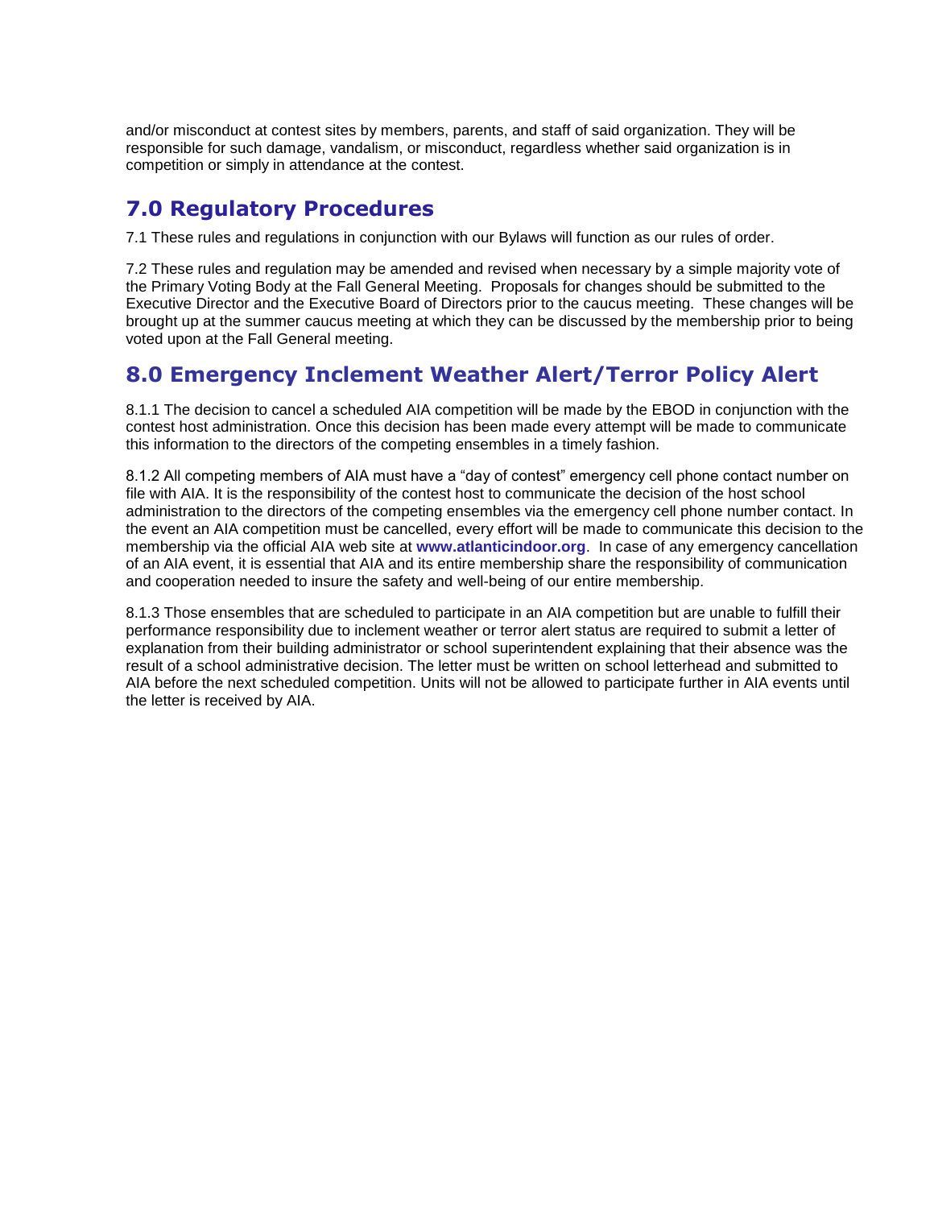and/or misconduct at contest sites by members, parents, and staff of said organization. They will be responsible for such damage, vandalism, or misconduct, regardless whether said organization is in competition or simply in attendance at the contest.

## 7.0 Regulatory Procedures

7.1 These rules and regulations in conjunction with our Bylaws will function as our rules of order.

7.2 These rules and regulation may be amended and revised when necessary by a simple majority vote of the Primary Voting Body at the Fall General Meeting. Proposals for changes should be submitted to the Executive Director and the Executive Board of Directors prior to the caucus meeting. These changes will be brought up at the summer caucus meeting at which they can be discussed by the membership prior to being voted upon at the Fall General meeting.

## 8.0 Emergency Inclement Weather Alert/Terror Policy Alert

8.1.1 The decision to cancel a scheduled AIA competition will be made by the EBOD in conjunction with the contest host administration. Once this decision has been made every attempt will be made to communicate this information to the directors of the competing ensembles in a timely fashion.

8.1.2 All competing members of AIA must have a "day of contest" emergency cell phone contact number on file with AIA. It is the responsibility of the contest host to communicate the decision of the host school administration to the directors of the competing ensembles via the emergency cell phone number contact. In the event an AIA competition must be cancelled, every effort will be made to communicate this decision to the membership via the official AIA web site at **www.atlanticindoor.org**. In case of any emergency cancellation of an AIA event, it is essential that AIA and its entire membership share the responsibility of communication and cooperation needed to insure the safety and well-being of our entire membership.

8.1.3 Those ensembles that are scheduled to participate in an AIA competition but are unable to fulfill their performance responsibility due to inclement weather or terror alert status are required to submit a letter of explanation from their building administrator or school superintendent explaining that their absence was the result of a school administrative decision. The letter must be written on school letterhead and submitted to AIA before the next scheduled competition. Units will not be allowed to participate further in AIA events until the letter is received by AIA.